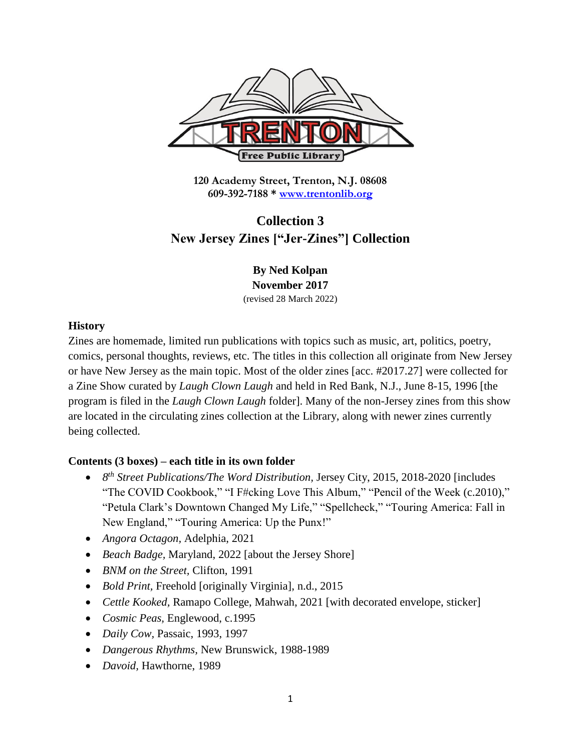Trenton Free Public Library

**120 Academy Street, Trenton, N.J. 08608**
**609-392-7188 * [www.trentonlib.org](http://www.trentonlib.org)**

# Collection 3
# New Jersey Zines ["Jer-Zines"] Collection

**By Ned Kolpan**
**November 2017**
(revised 28 March 2022)

### History

Zines are homemade, limited run publications with topics such as music, art, politics, poetry, comics, personal thoughts, reviews, etc. The titles in this collection all originate from New Jersey or have New Jersey as the main topic. Most of the older zines [acc. #2017.27] were collected for a Zine Show curated by *Laugh Clown Laugh* and held in Red Bank, N.J., June 8-15, 1996 [the program is filed in the *Laugh Clown Laugh* folder]. Many of the non-Jersey zines from this show are located in the circulating zines collection at the Library, along with newer zines currently being collected.

### Contents (3 boxes) – each title in its own folder

- *8th Street Publications/The Word Distribution,* Jersey City, 2015, 2018-2020 [includes "The COVID Cookbook," "I F#cking Love This Album," "Pencil of the Week (c.2010)," "Petula Clark's Downtown Changed My Life," "Spellcheck," "Touring America: Fall in New England," "Touring America: Up the Punx!"
- *Angora Octagon,* Adelphia, 2021
- *Beach Badge,* Maryland, 2022 [about the Jersey Shore]
- *BNM on the Street,* Clifton, 1991
- *Bold Print,* Freehold [originally Virginia], n.d., 2015
- *Cettle Kooked,* Ramapo College, Mahwah, 2021 [with decorated envelope, sticker]
- *Cosmic Peas,* Englewood, c.1995
- *Daily Cow,* Passaic, 1993, 1997
- *Dangerous Rhythms,* New Brunswick, 1988-1989
- *Davoid,* Hawthorne, 1989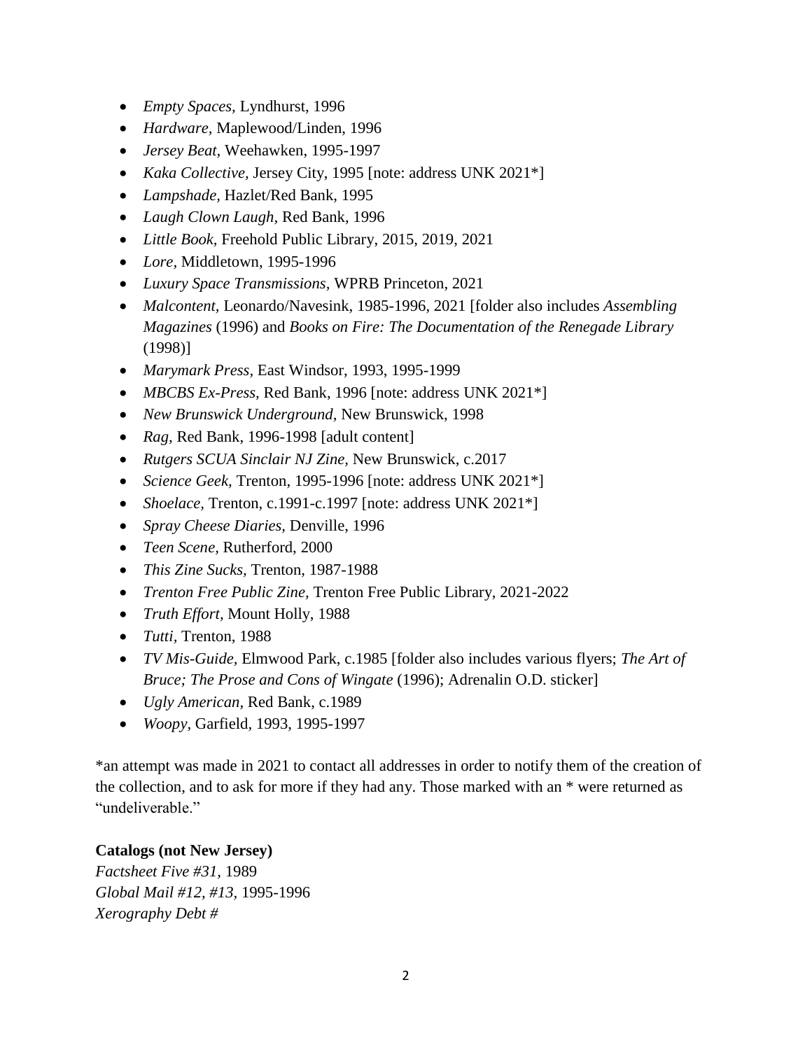- *Empty Spaces,* Lyndhurst, 1996
- *Hardware,* Maplewood/Linden, 1996
- *Jersey Beat*, Weehawken, 1995-1997
- *Kaka Collective,* Jersey City, 1995 [note: address UNK 2021*]
- *Lampshade,* Hazlet/Red Bank, 1995
- *Laugh Clown Laugh*, Red Bank, 1996
- *Little Book,* Freehold Public Library, 2015, 2019, 2021
- *Lore,* Middletown, 1995-1996
- *Luxury Space Transmissions,* WPRB Princeton, 2021
- *Malcontent,* Leonardo/Navesink, 1985-1996, 2021 [folder also includes *Assembling Magazines* (1996) and *Books on Fire: The Documentation of the Renegade Library* (1998)]
- *Marymark Press,* East Windsor, 1993, 1995-1999
- *MBCBS Ex-Press,* Red Bank, 1996 [note: address UNK 2021*]
- *New Brunswick Underground,* New Brunswick, 1998
- *Rag,* Red Bank, 1996-1998 [adult content]
- *Rutgers SCUA Sinclair NJ Zine,* New Brunswick, c.2017
- *Science Geek,* Trenton, 1995-1996 [note: address UNK 2021*]
- *Shoelace,* Trenton, c.1991-c.1997 [note: address UNK 2021*]
- *Spray Cheese Diaries,* Denville, 1996
- *Teen Scene,* Rutherford, 2000
- *This Zine Sucks,* Trenton, 1987-1988
- *Trenton Free Public Zine,* Trenton Free Public Library, 2021-2022
- *Truth Effort,* Mount Holly, 1988
- *Tutti,* Trenton, 1988
- *TV Mis-Guide,* Elmwood Park, c.1985 [folder also includes various flyers; *The Art of Bruce; The Prose and Cons of Wingate* (1996); Adrenalin O.D. sticker]
- *Ugly American,* Red Bank, c.1989
- *Woopy,* Garfield, 1993, 1995-1997

*an attempt was made in 2021 to contact all addresses in order to notify them of the creation of the collection, and to ask for more if they had any. Those marked with an * were returned as "undeliverable."

**Catalogs (not New Jersey)**

*Factsheet Five #31,* 1989
*Global Mail #12, #13,* 1995-1996
*Xerography Debt #*